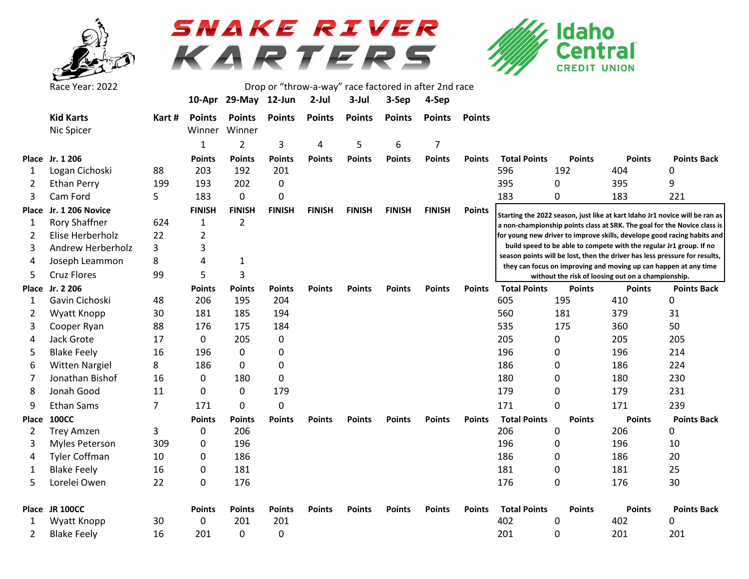# SNAKE RIVER KARTERS

Idaho Central CREDIT UNION

Race Year: 2022

Drop or "throw-a-way" race factored in after 2nd race

| | | | 10-Apr | 29-May | 12-Jun | 2-Jul | 3-Jul | 3-Sep | 4-Sep | | | | | |
|---|---|---|---|---|---|---|---|---|---|---|---|---|---|---|
| | **Kid Karts** | **Kart #** | **Points** | **Points** | **Points** | **Points** | **Points** | **Points** | **Points** | **Points** | | | | |
| | Nic Spicer | | Winner | Winner | | | | | | | | | | |
| | | | 1 | 2 | 3 | 4 | 5 | 6 | 7 | | | | | |
| **Place** | **Jr. 1 206** | | **Points** | **Points** | **Points** | **Points** | **Points** | **Points** | **Points** | **Points** | **Total Points** | **Points** | **Points** | **Points Back** |
| 1 | Logan Cichoski | 88 | 203 | 192 | 201 | | | | | | 596 | 192 | 404 | 0 |
| 2 | Ethan Perry | 199 | 193 | 202 | 0 | | | | | | 395 | 0 | 395 | 9 |
| 3 | Cam Ford | 5 | 183 | 0 | 0 | | | | | | 183 | 0 | 183 | 221 |
| **Place** | **Jr. 1 206 Novice** | | **FINISH** | **FINISH** | **FINISH** | **FINISH** | **FINISH** | **FINISH** | **FINISH** | **Points** | | | | |
| 1 | Rory Shaffner | 624 | 1 | 2 | | | | | | | | | | |
| 2 | Elise Herberholz | 22 | 2 | | | | | | | | | | | |
| 3 | Andrew Herberholz | 3 | 3 | | | | | | | | | | | |
| 4 | Joseph Leammon | 8 | 4 | 1 | | | | | | | | | | |
| 5 | Cruz Flores | 99 | 5 | 3 | | | | | | | | | | |
| **Place** | **Jr. 2 206** | | **Points** | **Points** | **Points** | **Points** | **Points** | **Points** | **Points** | **Points** | **Total Points** | **Points** | **Points** | **Points Back** |
| 1 | Gavin Cichoski | 48 | 206 | 195 | 204 | | | | | | 605 | 195 | 410 | 0 |
| 2 | Wyatt Knopp | 30 | 181 | 185 | 194 | | | | | | 560 | 181 | 379 | 31 |
| 3 | Cooper Ryan | 88 | 176 | 175 | 184 | | | | | | 535 | 175 | 360 | 50 |
| 4 | Jack Grote | 17 | 0 | 205 | 0 | | | | | | 205 | 0 | 205 | 205 |
| 5 | Blake Feely | 16 | 196 | 0 | 0 | | | | | | 196 | 0 | 196 | 214 |
| 6 | Witten Nargiel | 8 | 186 | 0 | 0 | | | | | | 186 | 0 | 186 | 224 |
| 7 | Jonathan Bishof | 16 | 0 | 180 | 0 | | | | | | 180 | 0 | 180 | 230 |
| 8 | Jonah Good | 11 | 0 | 0 | 179 | | | | | | 179 | 0 | 179 | 231 |
| 9 | Ethan Sams | 7 | 171 | 0 | 0 | | | | | | 171 | 0 | 171 | 239 |
| **Place** | **100CC** | | **Points** | **Points** | **Points** | **Points** | **Points** | **Points** | **Points** | **Points** | **Total Points** | **Points** | **Points** | **Points Back** |
| 2 | Trey Amzen | 3 | 0 | 206 | | | | | | | 206 | 0 | 206 | 0 |
| 3 | Myles Peterson | 309 | 0 | 196 | | | | | | | 196 | 0 | 196 | 10 |
| 4 | Tyler Coffman | 10 | 0 | 186 | | | | | | | 186 | 0 | 186 | 20 |
| 1 | Blake Feely | 16 | 0 | 181 | | | | | | | 181 | 0 | 181 | 25 |
| 5 | Lorelei Owen | 22 | 0 | 176 | | | | | | | 176 | 0 | 176 | 30 |
| **Place** | **JR 100CC** | | **Points** | **Points** | **Points** | **Points** | **Points** | **Points** | **Points** | **Points** | **Total Points** | **Points** | **Points** | **Points Back** |
| 1 | Wyatt Knopp | 30 | 0 | 201 | 201 | | | | | | 402 | 0 | 402 | 0 |
| 2 | Blake Feely | 16 | 201 | 0 | 0 | | | | | | 201 | 0 | 201 | 201 |

**Starting the 2022 season, just like at kart Idaho Jr1 novice will be ran as a non-championship points class at SRK. The goal for the Novice class is for young new driver to improve skills, develope good racing habits and build speed to be able to compete with the regular Jr1 group. If no season points will be lost, then the driver has less pressure for results, they can focus on improving and moving up can happen at any time without the risk of loosing out on a championship.**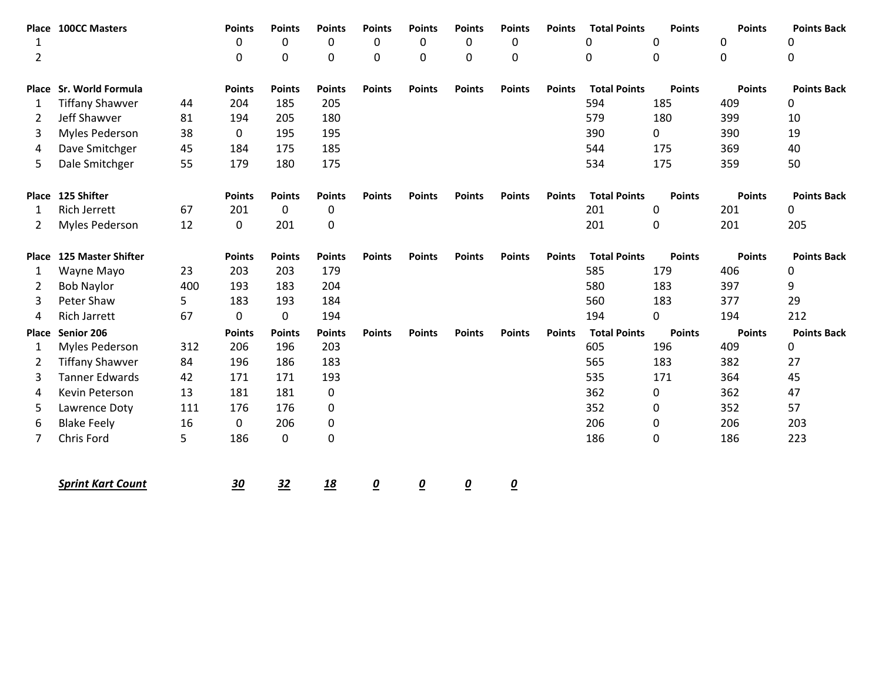| Place | 100CC Masters | | Points | Points | Points | Points | Points | Points | Points | Points | Total Points | Points | Points | Points Back |
|---|---|---|---|---|---|---|---|---|---|---|---|---|---|---|
| 1 | | | 0 | 0 | 0 | 0 | 0 | 0 | 0 | | 0 | 0 | 0 | 0 |
| 2 | | | 0 | 0 | 0 | 0 | 0 | 0 | 0 | | 0 | 0 | 0 | 0 |

| Place | Sr. World Formula | | Points | Points | Points | Points | Points | Points | Points | Points | Total Points | Points | Points | Points Back |
|---|---|---|---|---|---|---|---|---|---|---|---|---|---|---|
| 1 | Tiffany Shawver | 44 | 204 | 185 | 205 | | | | | | 594 | 185 | 409 | 0 |
| 2 | Jeff Shawver | 81 | 194 | 205 | 180 | | | | | | 579 | 180 | 399 | 10 |
| 3 | Myles Pederson | 38 | 0 | 195 | 195 | | | | | | 390 | 0 | 390 | 19 |
| 4 | Dave Smitchger | 45 | 184 | 175 | 185 | | | | | | 544 | 175 | 369 | 40 |
| 5 | Dale Smitchger | 55 | 179 | 180 | 175 | | | | | | 534 | 175 | 359 | 50 |

| Place | 125 Shifter | | Points | Points | Points | Points | Points | Points | Points | Points | Total Points | Points | Points | Points Back |
|---|---|---|---|---|---|---|---|---|---|---|---|---|---|---|
| 1 | Rich Jerrett | 67 | 201 | 0 | 0 | | | | | | 201 | 0 | 201 | 0 |
| 2 | Myles Pederson | 12 | 0 | 201 | 0 | | | | | | 201 | 0 | 201 | 205 |

| Place | 125 Master Shifter | | Points | Points | Points | Points | Points | Points | Points | Points | Total Points | Points | Points | Points Back |
|---|---|---|---|---|---|---|---|---|---|---|---|---|---|---|
| 1 | Wayne Mayo | 23 | 203 | 203 | 179 | | | | | | 585 | 179 | 406 | 0 |
| 2 | Bob Naylor | 400 | 193 | 183 | 204 | | | | | | 580 | 183 | 397 | 9 |
| 3 | Peter Shaw | 5 | 183 | 193 | 184 | | | | | | 560 | 183 | 377 | 29 |
| 4 | Rich Jarrett | 67 | 0 | 0 | 194 | | | | | | 194 | 0 | 194 | 212 |

| Place | Senior 206 | | Points | Points | Points | Points | Points | Points | Points | Points | Total Points | Points | Points | Points Back |
|---|---|---|---|---|---|---|---|---|---|---|---|---|---|---|
| 1 | Myles Pederson | 312 | 206 | 196 | 203 | | | | | | 605 | 196 | 409 | 0 |
| 2 | Tiffany Shawver | 84 | 196 | 186 | 183 | | | | | | 565 | 183 | 382 | 27 |
| 3 | Tanner Edwards | 42 | 171 | 171 | 193 | | | | | | 535 | 171 | 364 | 45 |
| 4 | Kevin Peterson | 13 | 181 | 181 | 0 | | | | | | 362 | 0 | 362 | 47 |
| 5 | Lawrence Doty | 111 | 176 | 176 | 0 | | | | | | 352 | 0 | 352 | 57 |
| 6 | Blake Feely | 16 | 0 | 206 | 0 | | | | | | 206 | 0 | 206 | 203 |
| 7 | Chris Ford | 5 | 186 | 0 | 0 | | | | | | 186 | 0 | 186 | 223 |

| | | | | | | | | |
|---|---|---|---|---|---|---|---|---|
| ***Sprint Kart Count*** | | ***30*** | ***32*** | ***18*** | ***0*** | ***0*** | ***0*** | ***0*** |